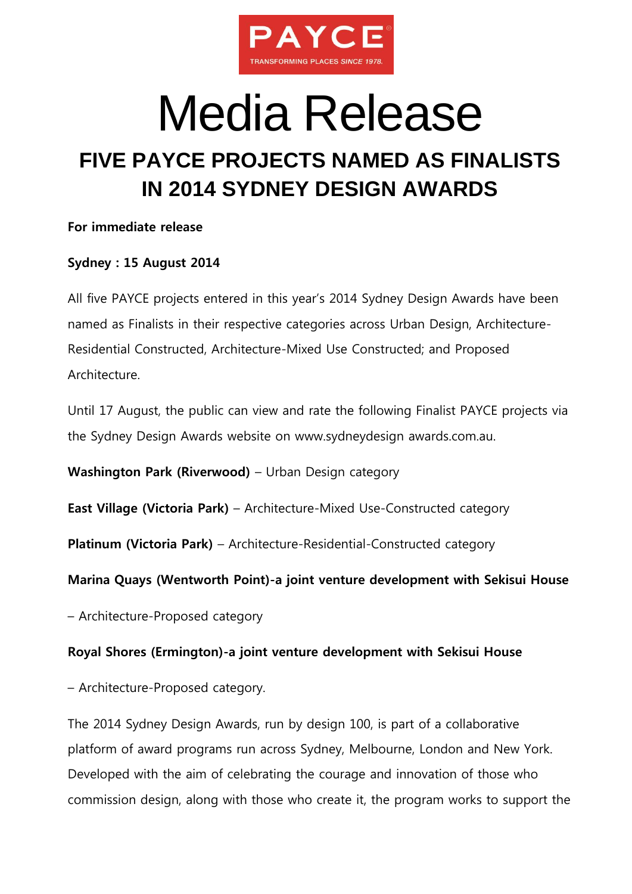PAYCE

TRANSFORMING PLACES SINCE 1978.

# Media Release

## FIVE PAYCE PROJECTS NAMED AS FINALISTS IN 2014 SYDNEY DESIGN AWARDS

**For immediate release**

**Sydney : 15 August 2014**

All five PAYCE projects entered in this year's 2014 Sydney Design Awards have been named as Finalists in their respective categories across Urban Design, Architecture-Residential Constructed, Architecture-Mixed Use Constructed; and Proposed Architecture.

Until 17 August, the public can view and rate the following Finalist PAYCE projects via the Sydney Design Awards website on www.sydneydesign awards.com.au.

**Washington Park (Riverwood)** – Urban Design category

**East Village (Victoria Park)** – Architecture-Mixed Use-Constructed category

**Platinum (Victoria Park)** – Architecture-Residential-Constructed category

**Marina Quays (Wentworth Point)-a joint venture development with Sekisui House**

– Architecture-Proposed category

**Royal Shores (Ermington)-a joint venture development with Sekisui House**

– Architecture-Proposed category.

The 2014 Sydney Design Awards, run by design 100, is part of a collaborative platform of award programs run across Sydney, Melbourne, London and New York. Developed with the aim of celebrating the courage and innovation of those who commission design, along with those who create it, the program works to support the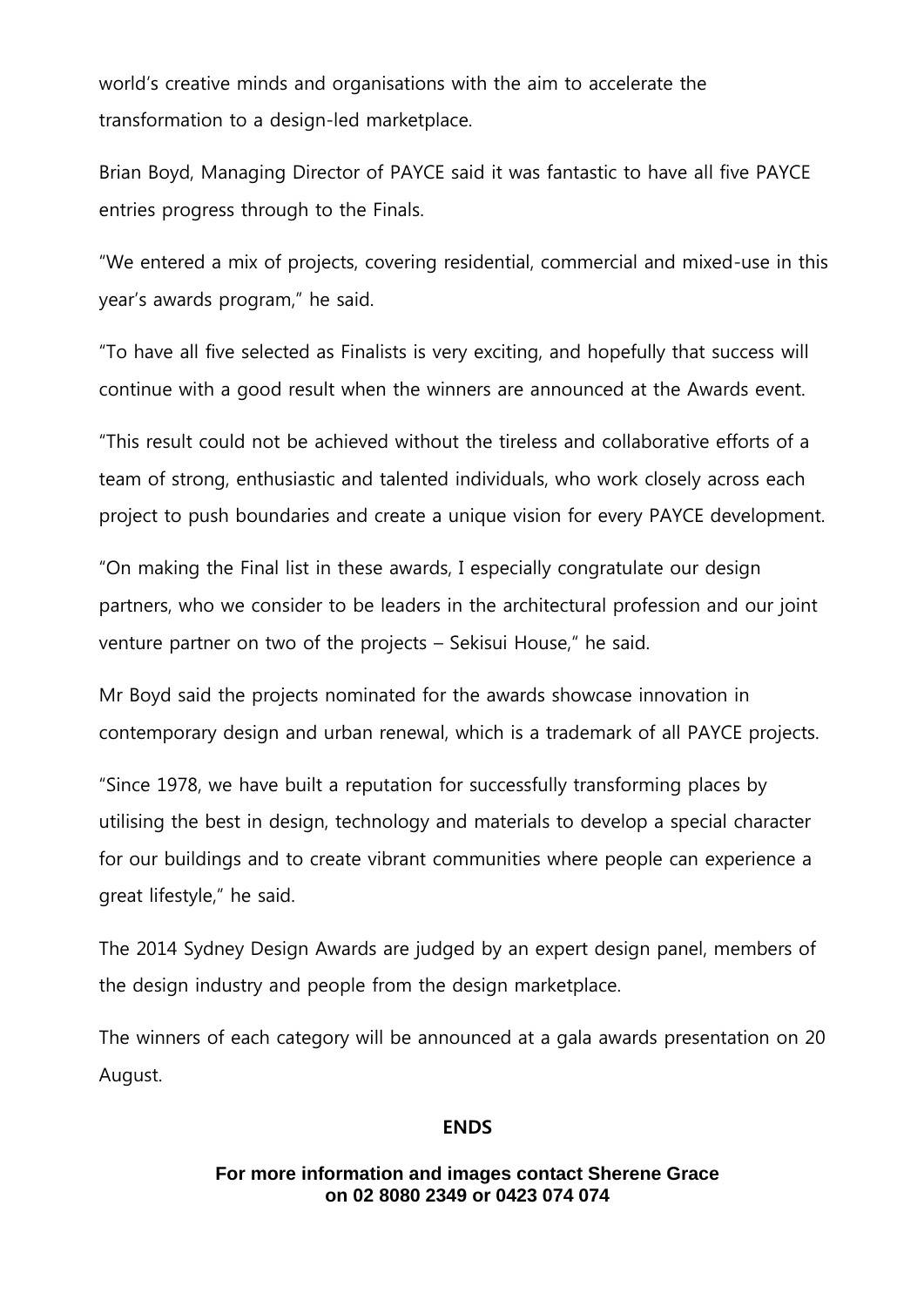world's creative minds and organisations with the aim to accelerate the transformation to a design-led marketplace.

Brian Boyd, Managing Director of PAYCE said it was fantastic to have all five PAYCE entries progress through to the Finals.

"We entered a mix of projects, covering residential, commercial and mixed-use in this year's awards program," he said.

"To have all five selected as Finalists is very exciting, and hopefully that success will continue with a good result when the winners are announced at the Awards event.

"This result could not be achieved without the tireless and collaborative efforts of a team of strong, enthusiastic and talented individuals, who work closely across each project to push boundaries and create a unique vision for every PAYCE development.

"On making the Final list in these awards, I especially congratulate our design partners, who we consider to be leaders in the architectural profession and our joint venture partner on two of the projects – Sekisui House," he said.

Mr Boyd said the projects nominated for the awards showcase innovation in contemporary design and urban renewal, which is a trademark of all PAYCE projects.

"Since 1978, we have built a reputation for successfully transforming places by utilising the best in design, technology and materials to develop a special character for our buildings and to create vibrant communities where people can experience a great lifestyle," he said.

The 2014 Sydney Design Awards are judged by an expert design panel, members of the design industry and people from the design marketplace.

The winners of each category will be announced at a gala awards presentation on 20 August.

**ENDS**

**For more information and images contact Sherene Grace on 02 8080 2349 or 0423 074 074**